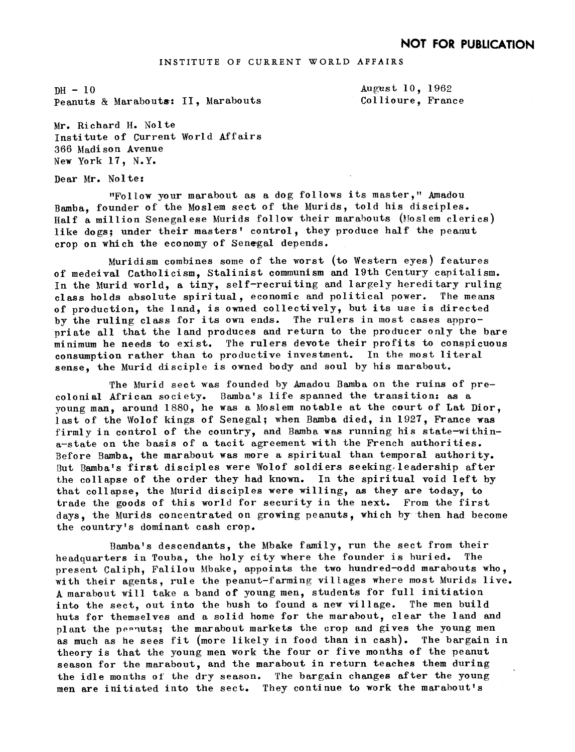**NOT FOR PUBLICATION**

INSTITUTE OF CURRENT WORLD AFFAIRS

DH - 10
Peanuts & Marabouts: II, Marabouts

August 10, 1962
Collioure, France

Mr. Richard H. Nolte
Institute of Current World Affairs
366 Madison Avenue
New York 17, N.Y.

Dear Mr. Nolte:

"Follow your marabout as a dog follows its master," Amadou Bamba, founder of the Moslem sect of the Murids, told his disciples. Half a million Senegalese Murids follow their marabouts (Moslem clerics) like dogs; under their masters' control, they produce half the peanut crop on which the economy of Senegal depends.

Muridism combines some of the worst (to Western eyes) features of medeival Catholicism, Stalinist communism and 19th Century capitalism. In the Murid world, a tiny, self-recruiting and largely hereditary ruling class holds absolute spiritual, economic and political power. The means of production, the land, is owned collectively, but its use is directed by the ruling class for its own ends. The rulers in most cases appropriate all that the land produces and return to the producer only the bare minimum he needs to exist. The rulers devote their profits to conspicuous consumption rather than to productive investment. In the most literal sense, the Murid disciple is owned body and soul by his marabout.

The Murid sect was founded by Amadou Bamba on the ruins of precolonial African society. Bamba's life spanned the transition: as a young man, around 1880, he was a Moslem notable at the court of Lat Dior, last of the Wolof kings of Senegal; when Bamba died, in 1927, France was firmly in control of the country, and Bamba was running his state-within-a-state on the basis of a tacit agreement with the French authorities. Before Bamba, the marabout was more a spiritual than temporal authority. But Bamba's first disciples were Wolof soldiers seeking leadership after the collapse of the order they had known. In the spiritual void left by that collapse, the Murid disciples were willing, as they are today, to trade the goods of this world for security in the next. From the first days, the Murids concentrated on growing peanuts, which by then had become the country's dominant cash crop.

Bamba's descendants, the Mbake family, run the sect from their headquarters in Touba, the holy city where the founder is buried. The present Caliph, Falilou Mbake, appoints the two hundred-odd marabouts who, with their agents, rule the peanut-farming villages where most Murids live. A marabout will take a band of young men, students for full initiation into the sect, out into the bush to found a new village. The men build huts for themselves and a solid home for the marabout, clear the land and plant the peanuts; the marabout markets the crop and gives the young men as much as he sees fit (more likely in food than in cash). The bargain in theory is that the young men work the four or five months of the peanut season for the marabout, and the marabout in return teaches them during the idle months of the dry season. The bargain changes after the young men are initiated into the sect. They continue to work the marabout's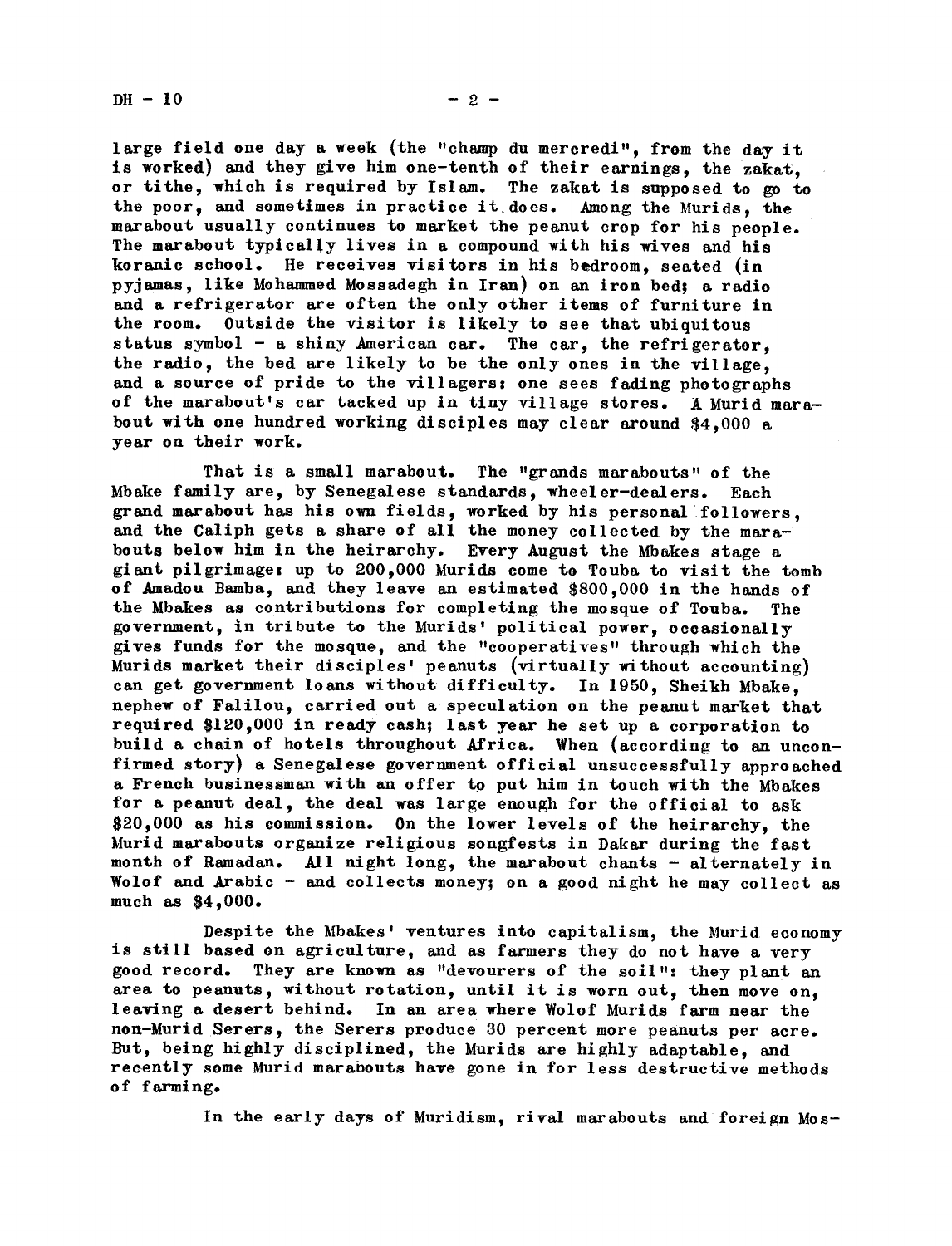large field one day a week (the "champ du mercredi", from the day it is worked) and they give him one-tenth of their earnings, the zakat, or tithe, which is required by Islam. The zakat is supposed to go to the poor, and sometimes in practice it does. Among the Murids, the marabout usually continues to market the peanut crop for his people. The marabout typically lives in a compound with his wives and his koranic school. He receives visitors in his bedroom, seated (in pyjamas, like Mohammed Mossadegh in Iran) on an iron bed; a radio and a refrigerator are often the only other items of furniture in the room. Outside the visitor is likely to see that ubiquitous status symbol - a shiny American car. The car, the refrigerator, the radio, the bed are likely to be the only ones in the village, and a source of pride to the villagers: one sees fading photographs of the marabout's car tacked up in tiny village stores. A Murid marabout with one hundred working disciples may clear around $4,000 a year on their work.

That is a small marabout. The "grands marabouts" of the Mbake family are, by Senegalese standards, wheeler-dealers. Each grand marabout has his own fields, worked by his personal followers, and the Caliph gets a share of all the money collected by the marabouts below him in the hierarchy. Every August the Mbakes stage a giant pilgrimage: up to 200,000 Murids come to Touba to visit the tomb of Amadou Bamba, and they leave an estimated $800,000 in the hands of the Mbakes as contributions for completing the mosque of Touba. The government, in tribute to the Murids' political power, occasionally gives funds for the mosque, and the "cooperatives" through which the Murids market their disciples' peanuts (virtually without accounting) can get government loans without difficulty. In 1950, Sheikh Mbake, nephew of Falilou, carried out a speculation on the peanut market that required $120,000 in ready cash; last year he set up a corporation to build a chain of hotels throughout Africa. When (according to an unconfirmed story) a Senegalese government official unsuccessfully approached a French businessman with an offer to put him in touch with the Mbakes for a peanut deal, the deal was large enough for the official to ask $20,000 as his commission. On the lower levels of the hierarchy, the Murid marabouts organize religious songfests in Dakar during the fast month of Ramadan. All night long, the marabout chants - alternately in Wolof and Arabic - and collects money; on a good night he may collect as much as $4,000.

Despite the Mbakes' ventures into capitalism, the Murid economy is still based on agriculture, and as farmers they do not have a very good record. They are known as "devourers of the soil": they plant an area to peanuts, without rotation, until it is worn out, then move on, leaving a desert behind. In an area where Wolof Murids farm near the non-Murid Serers, the Serers produce 30 percent more peanuts per acre. But, being highly disciplined, the Murids are highly adaptable, and recently some Murid marabouts have gone in for less destructive methods of farming.

In the early days of Muridism, rival marabouts and foreign Mos-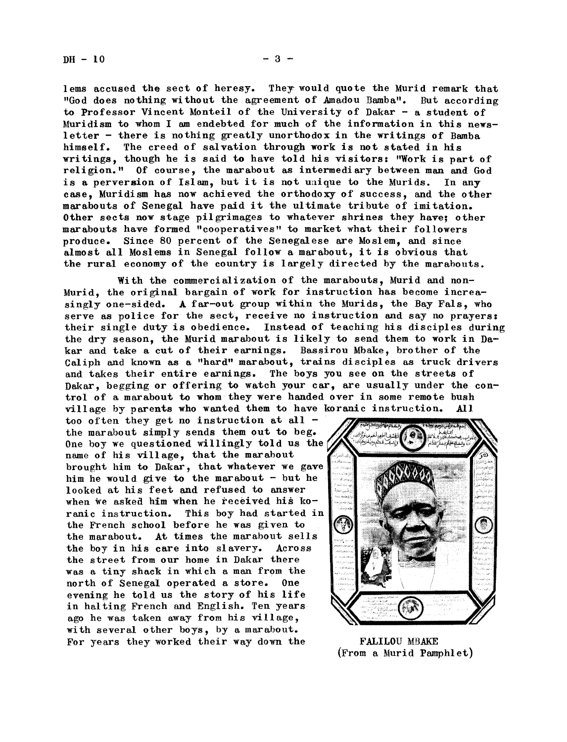lems accused the sect of heresy. They would quote the Murid remark that "God does nothing without the agreement of Amadou Bamba". But according to Professor Vincent Monteil of the University of Dakar - a student of Muridism to whom I am endebted for much of the information in this newsletter - there is nothing greatly unorthodox in the writings of Bamba himself. The creed of salvation through work is not stated in his writings, though he is said to have told his visitors: "Work is part of religion." Of course, the marabout as intermediary between man and God is a perversion of Islam, but it is not unique to the Murids. In any case, Muridism has now achieved the orthodoxy of success, and the other marabouts of Senegal have paid it the ultimate tribute of imitation. Other sects now stage pilgrimages to whatever shrines they have; other marabouts have formed "cooperatives" to market what their followers produce. Since 80 percent of the Senegalese are Moslem, and since almost all Moslems in Senegal follow a marabout, it is obvious that the rural economy of the country is largely directed by the marabouts.

With the commercialization of the marabouts, Murid and non-Murid, the original bargain of work for instruction has become increasingly one-sided. A far-out group within the Murids, the Bay Fals, who serve as police for the sect, receive no instruction and say no prayers: their single duty is obedience. Instead of teaching his disciples during the dry season, the Murid marabout is likely to send them to work in Dakar and take a cut of their earnings. Bassirou Mbake, brother of the Caliph and known as a "hard" marabout, trains disciples as truck drivers and takes their entire earnings. The boys you see on the streets of Dakar, begging or offering to watch your car, are usually under the control of a marabout to whom they were handed over in some remote bush village by parents who wanted them to have koranic instruction. All too often they get no instruction at all - the marabout simply sends them out to beg. One boy we questioned willingly told us the name of his village, that the marabout brought him to Dakar, that whatever we gave him he would give to the marabout - but he looked at his feet and refused to answer when we asked him when he received his koranic instruction. This boy had started in the French school before he was given to the marabout. At times the marabout sells the boy in his care into slavery. Across the street from our home in Dakar there was a tiny shack in which a man from the north of Senegal operated a store. One evening he told us the story of his life in halting French and English. Ten years ago he was taken away from his village, with several other boys, by a marabout. For years they worked their way down the

FALILOU MBAKE
(From a Murid Pamphlet)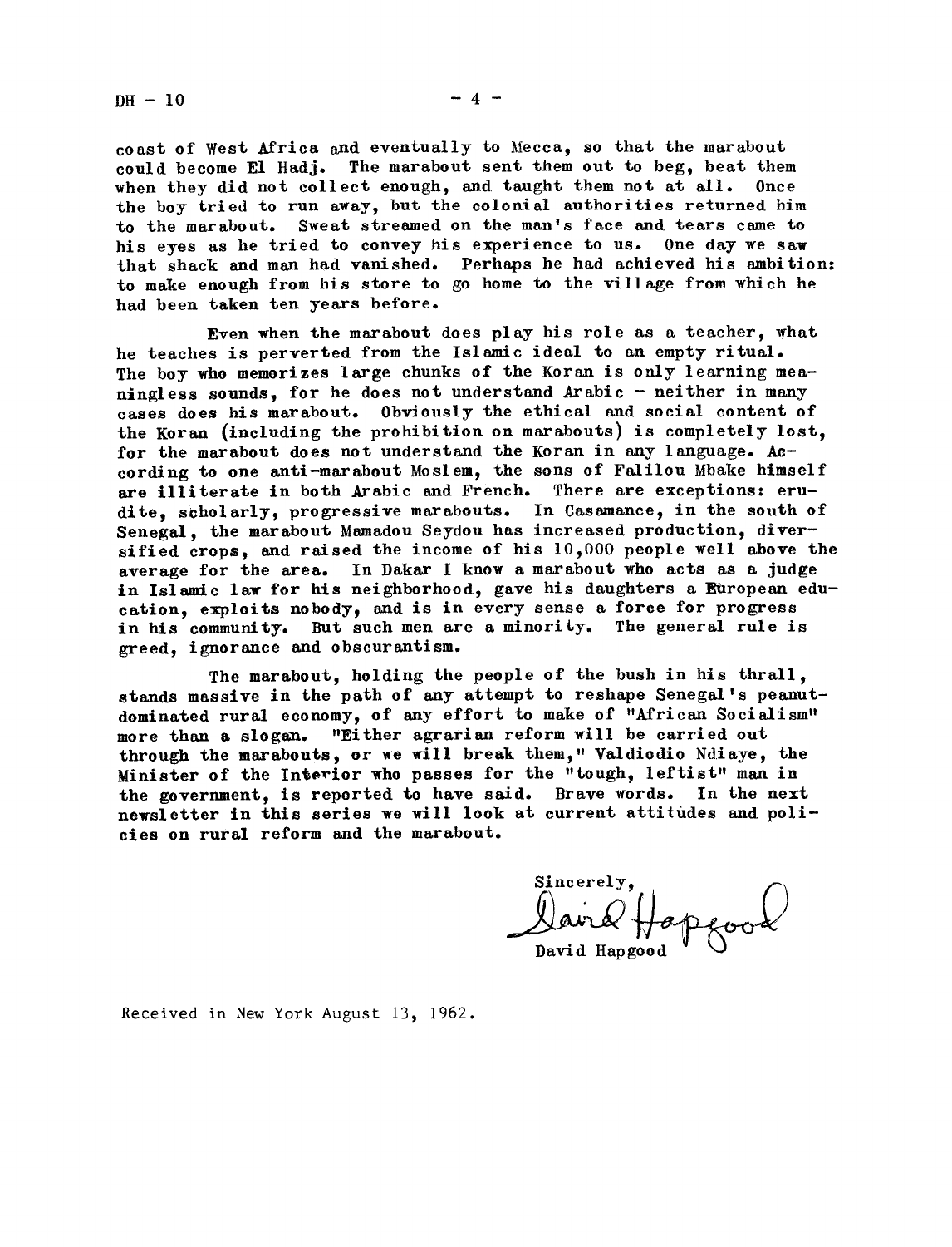coast of West Africa and eventually to Mecca, so that the marabout could become El Hadj. The marabout sent them out to beg, beat them when they did not collect enough, and taught them not at all. Once the boy tried to run away, but the colonial authorities returned him to the marabout. Sweat streamed on the man's face and tears came to his eyes as he tried to convey his experience to us. One day we saw that shack and man had vanished. Perhaps he had achieved his ambition: to make enough from his store to go home to the village from which he had been taken ten years before.

Even when the marabout does play his role as a teacher, what he teaches is perverted from the Islamic ideal to an empty ritual. The boy who memorizes large chunks of the Koran is only learning meaningless sounds, for he does not understand Arabic - neither in many cases does his marabout. Obviously the ethical and social content of the Koran (including the prohibition on marabouts) is completely lost, for the marabout does not understand the Koran in any language. According to one anti-marabout Moslem, the sons of Falilou Mbake himself are illiterate in both Arabic and French. There are exceptions: erudite, scholarly, progressive marabouts. In Casamance, in the south of Senegal, the marabout Mamadou Seydou has increased production, diversified crops, and raised the income of his 10,000 people well above the average for the area. In Dakar I know a marabout who acts as a judge in Islamic law for his neighborhood, gave his daughters a European education, exploits nobody, and is in every sense a force for progress in his community. But such men are a minority. The general rule is greed, ignorance and obscurantism.

The marabout, holding the people of the bush in his thrall, stands massive in the path of any attempt to reshape Senegal's peanut-dominated rural economy, of any effort to make of "African Socialism" more than a slogan. "Either agrarian reform will be carried out through the marabouts, or we will break them," Valdiodio Ndiaye, the Minister of the Interior who passes for the "tough, leftist" man in the government, is reported to have said. Brave words. In the next newsletter in this series we will look at current attitudes and policies on rural reform and the marabout.

Sincerely,

David Hapgood

David Hapgood

Received in New York August 13, 1962.